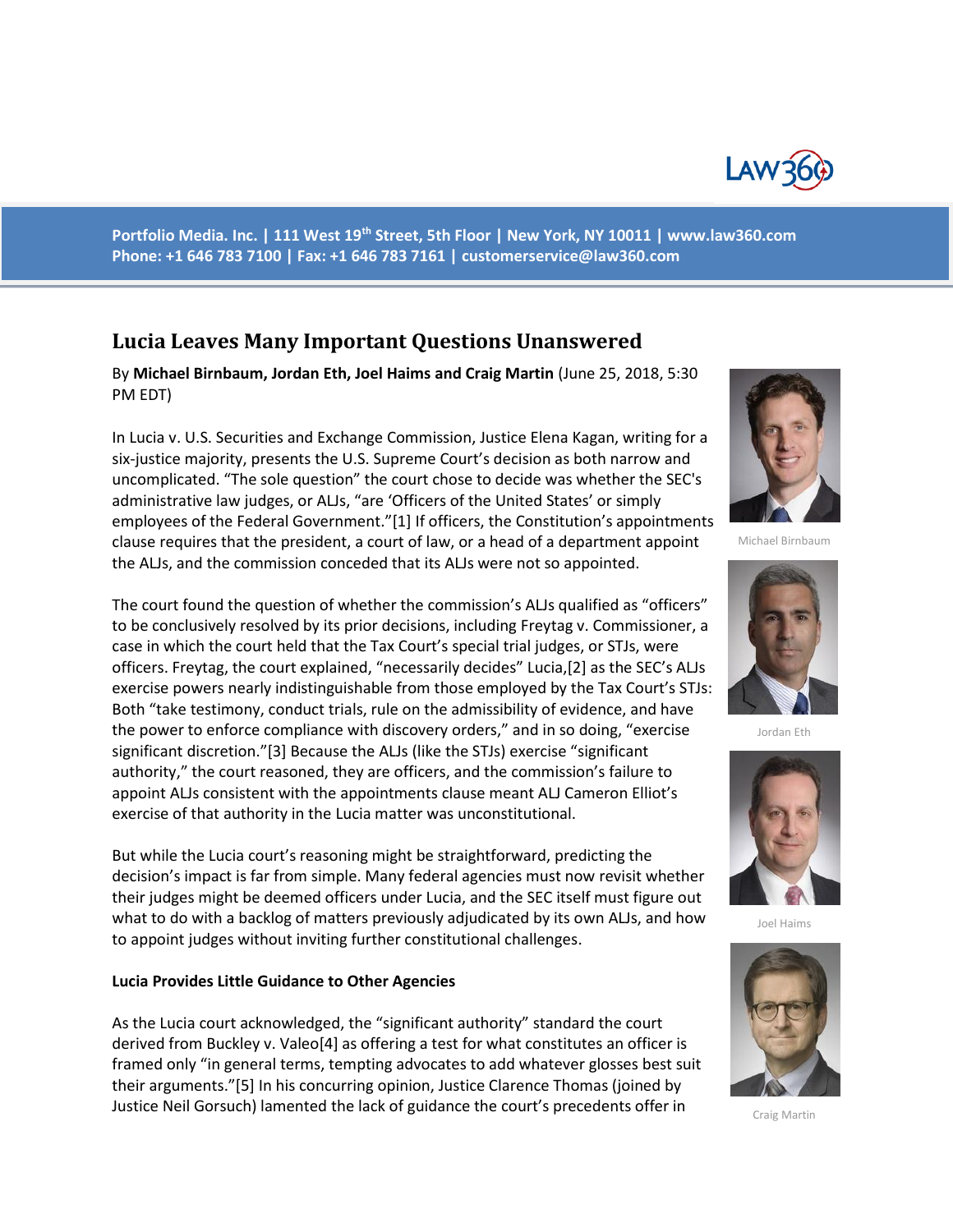Portfolio Media. Inc. | 111 West 19th Street, 5th Floor | New York, NY 10011 | www.law360.com
Phone: +1 646 783 7100 | Fax: +1 646 783 7161 | customerservice@law360.com

# Lucia Leaves Many Important Questions Unanswered

By **Michael Birnbaum, Jordan Eth, Joel Haims and Craig Martin** (June 25, 2018, 5:30 PM EDT)

Michael Birnbaum

Jordan Eth

Joel Haims

Craig Martin

In Lucia v. U.S. Securities and Exchange Commission, Justice Elena Kagan, writing for a six-justice majority, presents the U.S. Supreme Court's decision as both narrow and uncomplicated. "The sole question" the court chose to decide was whether the SEC's administrative law judges, or ALJs, "are 'Officers of the United States' or simply employees of the Federal Government."[1] If officers, the Constitution's appointments clause requires that the president, a court of law, or a head of a department appoint the ALJs, and the commission conceded that its ALJs were not so appointed.

The court found the question of whether the commission's ALJs qualified as "officers" to be conclusively resolved by its prior decisions, including Freytag v. Commissioner, a case in which the court held that the Tax Court's special trial judges, or STJs, were officers. Freytag, the court explained, "necessarily decides" Lucia,[2] as the SEC's ALJs exercise powers nearly indistinguishable from those employed by the Tax Court's STJs: Both "take testimony, conduct trials, rule on the admissibility of evidence, and have the power to enforce compliance with discovery orders," and in so doing, "exercise significant discretion."[3] Because the ALJs (like the STJs) exercise "significant authority," the court reasoned, they are officers, and the commission's failure to appoint ALJs consistent with the appointments clause meant ALJ Cameron Elliot's exercise of that authority in the Lucia matter was unconstitutional.

But while the Lucia court's reasoning might be straightforward, predicting the decision's impact is far from simple. Many federal agencies must now revisit whether their judges might be deemed officers under Lucia, and the SEC itself must figure out what to do with a backlog of matters previously adjudicated by its own ALJs, and how to appoint judges without inviting further constitutional challenges.

**Lucia Provides Little Guidance to Other Agencies**

As the Lucia court acknowledged, the "significant authority" standard the court derived from Buckley v. Valeo[4] as offering a test for what constitutes an officer is framed only "in general terms, tempting advocates to add whatever glosses best suit their arguments."[5] In his concurring opinion, Justice Clarence Thomas (joined by Justice Neil Gorsuch) lamented the lack of guidance the court's precedents offer in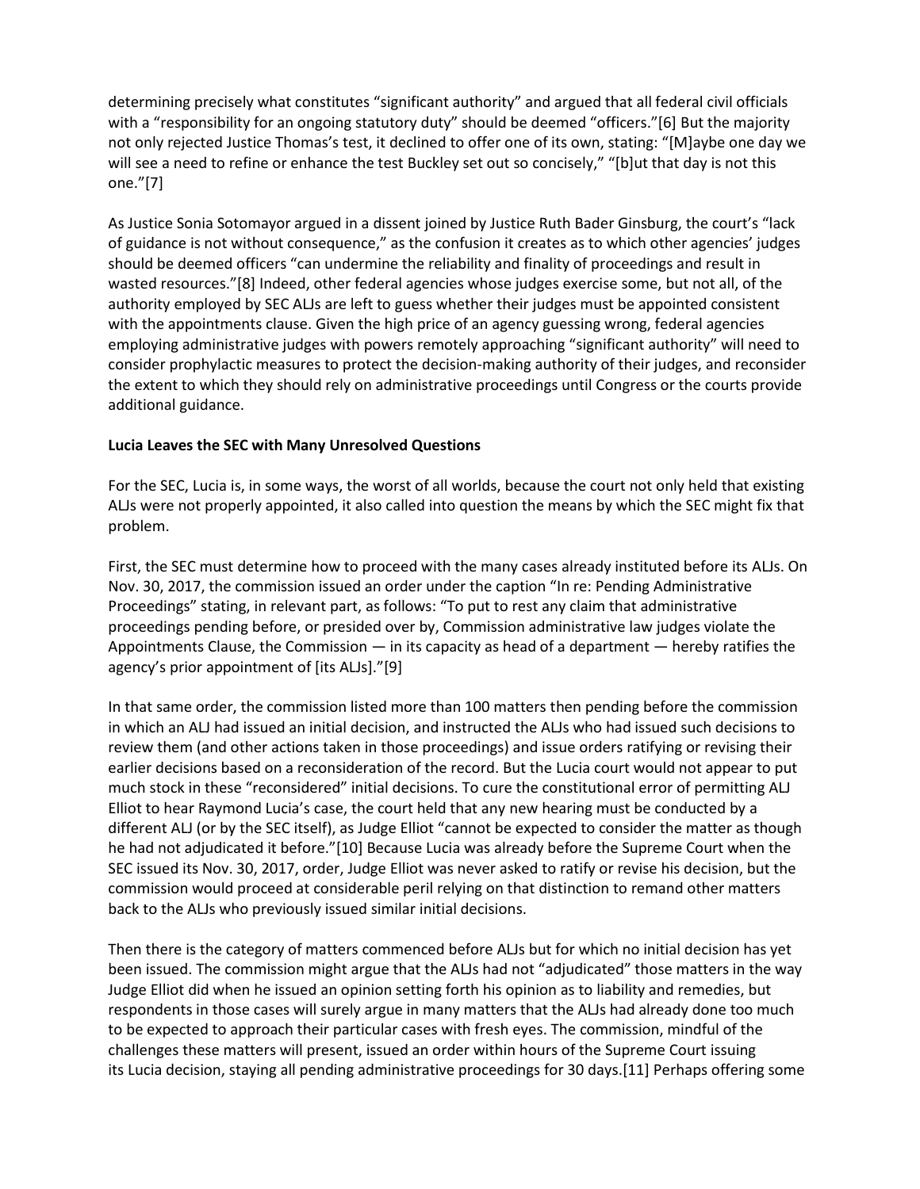determining precisely what constitutes "significant authority" and argued that all federal civil officials with a "responsibility for an ongoing statutory duty" should be deemed "officers."[6] But the majority not only rejected Justice Thomas's test, it declined to offer one of its own, stating: "[M]aybe one day we will see a need to refine or enhance the test Buckley set out so concisely," "[b]ut that day is not this one."[7]

As Justice Sonia Sotomayor argued in a dissent joined by Justice Ruth Bader Ginsburg, the court's "lack of guidance is not without consequence," as the confusion it creates as to which other agencies' judges should be deemed officers "can undermine the reliability and finality of proceedings and result in wasted resources."[8] Indeed, other federal agencies whose judges exercise some, but not all, of the authority employed by SEC ALJs are left to guess whether their judges must be appointed consistent with the appointments clause. Given the high price of an agency guessing wrong, federal agencies employing administrative judges with powers remotely approaching "significant authority" will need to consider prophylactic measures to protect the decision-making authority of their judges, and reconsider the extent to which they should rely on administrative proceedings until Congress or the courts provide additional guidance.

**Lucia Leaves the SEC with Many Unresolved Questions**

For the SEC, Lucia is, in some ways, the worst of all worlds, because the court not only held that existing ALJs were not properly appointed, it also called into question the means by which the SEC might fix that problem.

First, the SEC must determine how to proceed with the many cases already instituted before its ALJs. On Nov. 30, 2017, the commission issued an order under the caption "In re: Pending Administrative Proceedings" stating, in relevant part, as follows: "To put to rest any claim that administrative proceedings pending before, or presided over by, Commission administrative law judges violate the Appointments Clause, the Commission — in its capacity as head of a department — hereby ratifies the agency's prior appointment of [its ALJs]."[9]

In that same order, the commission listed more than 100 matters then pending before the commission in which an ALJ had issued an initial decision, and instructed the ALJs who had issued such decisions to review them (and other actions taken in those proceedings) and issue orders ratifying or revising their earlier decisions based on a reconsideration of the record. But the Lucia court would not appear to put much stock in these "reconsidered" initial decisions. To cure the constitutional error of permitting ALJ Elliot to hear Raymond Lucia's case, the court held that any new hearing must be conducted by a different ALJ (or by the SEC itself), as Judge Elliot "cannot be expected to consider the matter as though he had not adjudicated it before."[10] Because Lucia was already before the Supreme Court when the SEC issued its Nov. 30, 2017, order, Judge Elliot was never asked to ratify or revise his decision, but the commission would proceed at considerable peril relying on that distinction to remand other matters back to the ALJs who previously issued similar initial decisions.

Then there is the category of matters commenced before ALJs but for which no initial decision has yet been issued. The commission might argue that the ALJs had not "adjudicated" those matters in the way Judge Elliot did when he issued an opinion setting forth his opinion as to liability and remedies, but respondents in those cases will surely argue in many matters that the ALJs had already done too much to be expected to approach their particular cases with fresh eyes. The commission, mindful of the challenges these matters will present, issued an order within hours of the Supreme Court issuing its Lucia decision, staying all pending administrative proceedings for 30 days.[11] Perhaps offering some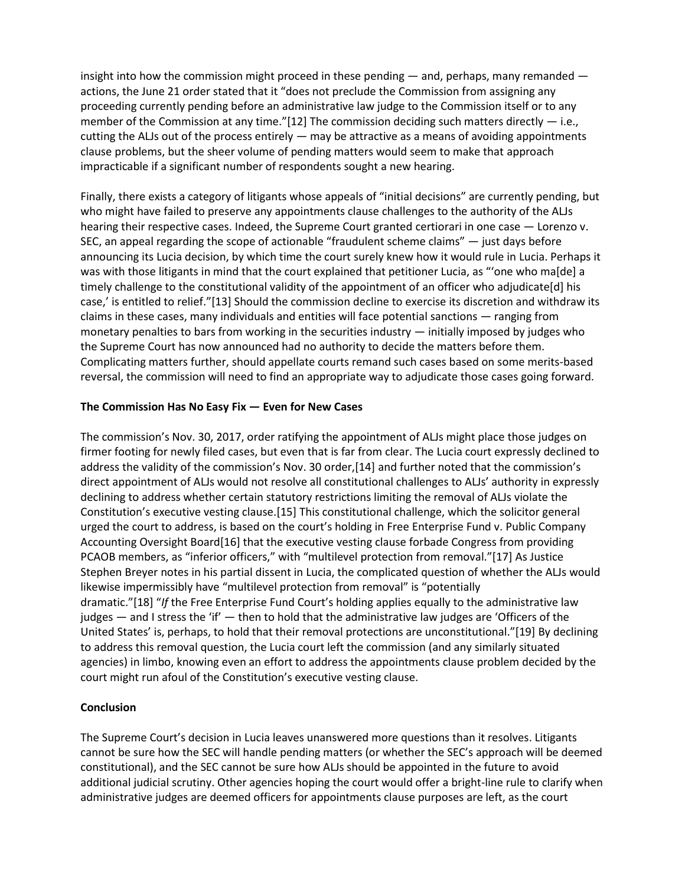insight into how the commission might proceed in these pending — and, perhaps, many remanded — actions, the June 21 order stated that it "does not preclude the Commission from assigning any proceeding currently pending before an administrative law judge to the Commission itself or to any member of the Commission at any time."[12] The commission deciding such matters directly — i.e., cutting the ALJs out of the process entirely — may be attractive as a means of avoiding appointments clause problems, but the sheer volume of pending matters would seem to make that approach impracticable if a significant number of respondents sought a new hearing.

Finally, there exists a category of litigants whose appeals of "initial decisions" are currently pending, but who might have failed to preserve any appointments clause challenges to the authority of the ALJs hearing their respective cases. Indeed, the Supreme Court granted certiorari in one case — Lorenzo v. SEC, an appeal regarding the scope of actionable "fraudulent scheme claims" — just days before announcing its Lucia decision, by which time the court surely knew how it would rule in Lucia. Perhaps it was with those litigants in mind that the court explained that petitioner Lucia, as "'one who ma[de] a timely challenge to the constitutional validity of the appointment of an officer who adjudicate[d] his case,' is entitled to relief."[13] Should the commission decline to exercise its discretion and withdraw its claims in these cases, many individuals and entities will face potential sanctions — ranging from monetary penalties to bars from working in the securities industry — initially imposed by judges who the Supreme Court has now announced had no authority to decide the matters before them. Complicating matters further, should appellate courts remand such cases based on some merits-based reversal, the commission will need to find an appropriate way to adjudicate those cases going forward.

**The Commission Has No Easy Fix — Even for New Cases**

The commission's Nov. 30, 2017, order ratifying the appointment of ALJs might place those judges on firmer footing for newly filed cases, but even that is far from clear. The Lucia court expressly declined to address the validity of the commission's Nov. 30 order,[14] and further noted that the commission's direct appointment of ALJs would not resolve all constitutional challenges to ALJs' authority in expressly declining to address whether certain statutory restrictions limiting the removal of ALJs violate the Constitution's executive vesting clause.[15] This constitutional challenge, which the solicitor general urged the court to address, is based on the court's holding in Free Enterprise Fund v. Public Company Accounting Oversight Board[16] that the executive vesting clause forbade Congress from providing PCAOB members, as "inferior officers," with "multilevel protection from removal."[17] As Justice Stephen Breyer notes in his partial dissent in Lucia, the complicated question of whether the ALJs would likewise impermissibly have "multilevel protection from removal" is "potentially dramatic."[18] "*If* the Free Enterprise Fund Court's holding applies equally to the administrative law judges — and I stress the 'if' — then to hold that the administrative law judges are 'Officers of the United States' is, perhaps, to hold that their removal protections are unconstitutional."[19] By declining to address this removal question, the Lucia court left the commission (and any similarly situated agencies) in limbo, knowing even an effort to address the appointments clause problem decided by the court might run afoul of the Constitution's executive vesting clause.

**Conclusion**

The Supreme Court's decision in Lucia leaves unanswered more questions than it resolves. Litigants cannot be sure how the SEC will handle pending matters (or whether the SEC's approach will be deemed constitutional), and the SEC cannot be sure how ALJs should be appointed in the future to avoid additional judicial scrutiny. Other agencies hoping the court would offer a bright-line rule to clarify when administrative judges are deemed officers for appointments clause purposes are left, as the court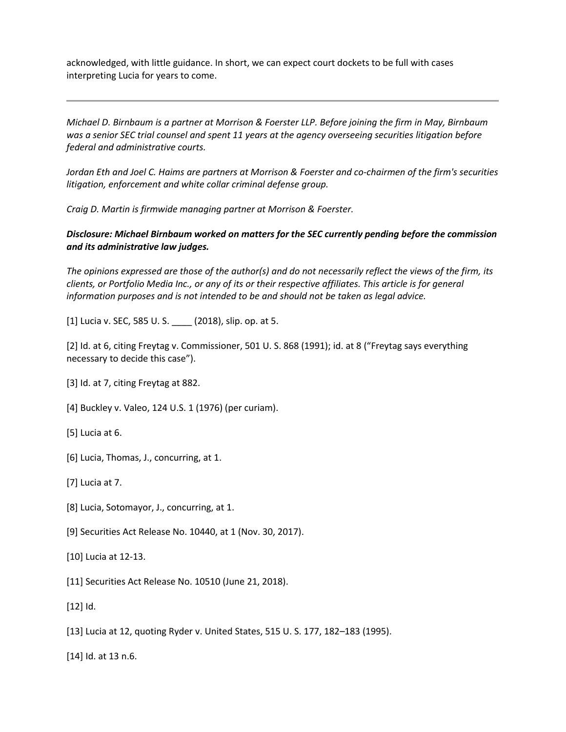acknowledged, with little guidance. In short, we can expect court dockets to be full with cases interpreting Lucia for years to come.

---

*Michael D. Birnbaum is a partner at Morrison & Foerster LLP. Before joining the firm in May, Birnbaum was a senior SEC trial counsel and spent 11 years at the agency overseeing securities litigation before federal and administrative courts.*

*Jordan Eth and Joel C. Haims are partners at Morrison & Foerster and co-chairmen of the firm's securities litigation, enforcement and white collar criminal defense group.*

*Craig D. Martin is firmwide managing partner at Morrison & Foerster.*

***Disclosure: Michael Birnbaum worked on matters for the SEC currently pending before the commission and its administrative law judges.***

*The opinions expressed are those of the author(s) and do not necessarily reflect the views of the firm, its clients, or Portfolio Media Inc., or any of its or their respective affiliates. This article is for general information purposes and is not intended to be and should not be taken as legal advice.*

[1] Lucia v. SEC, 585 U. S. ____ (2018), slip. op. at 5.

[2] Id. at 6, citing Freytag v. Commissioner, 501 U. S. 868 (1991); id. at 8 ("Freytag says everything necessary to decide this case").

[3] Id. at 7, citing Freytag at 882.

[4] Buckley v. Valeo, 124 U.S. 1 (1976) (per curiam).

[5] Lucia at 6.

[6] Lucia, Thomas, J., concurring, at 1.

[7] Lucia at 7.

[8] Lucia, Sotomayor, J., concurring, at 1.

[9] Securities Act Release No. 10440, at 1 (Nov. 30, 2017).

[10] Lucia at 12-13.

[11] Securities Act Release No. 10510 (June 21, 2018).

[12] Id.

[13] Lucia at 12, quoting Ryder v. United States, 515 U. S. 177, 182–183 (1995).

[14] Id. at 13 n.6.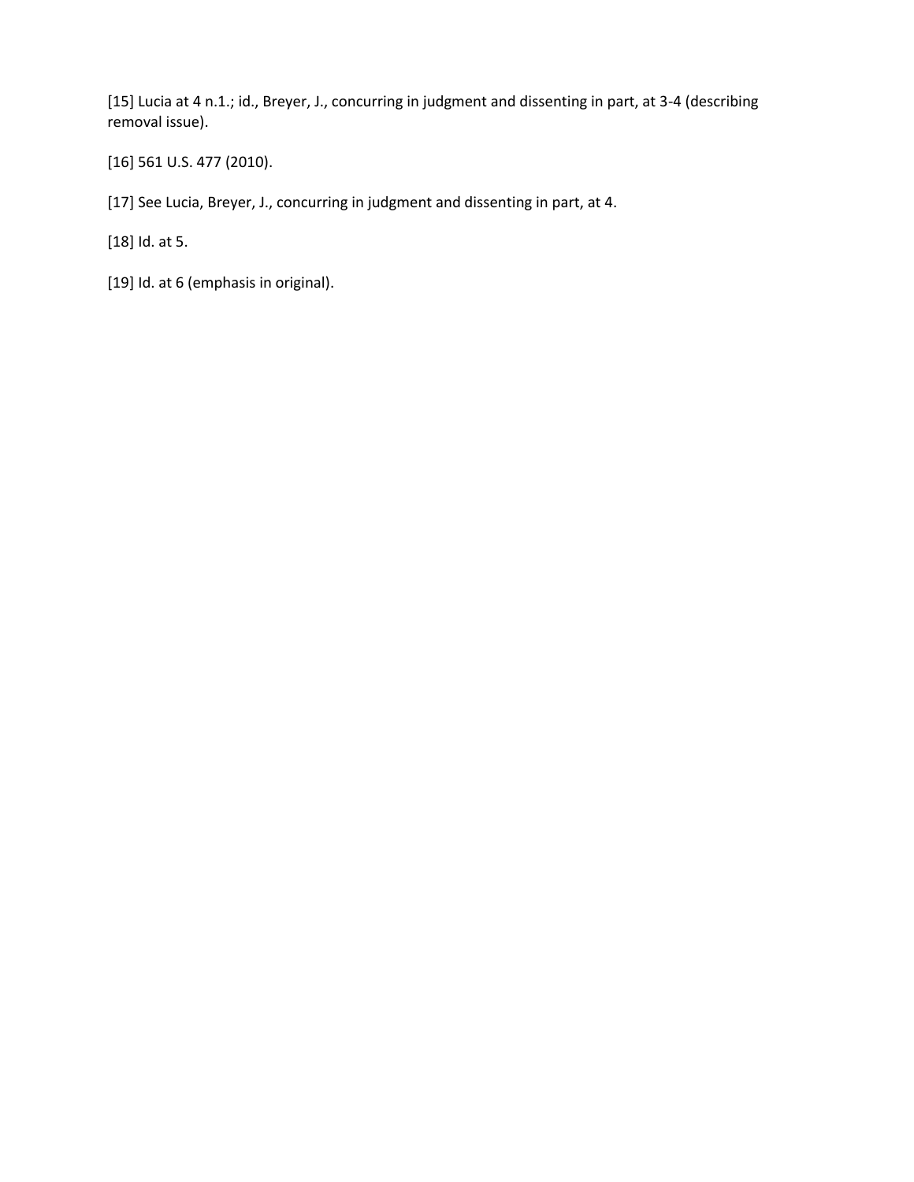[15] Lucia at 4 n.1.; id., Breyer, J., concurring in judgment and dissenting in part, at 3-4 (describing removal issue).

[16] 561 U.S. 477 (2010).

[17] See Lucia, Breyer, J., concurring in judgment and dissenting in part, at 4.

[18] Id. at 5.

[19] Id. at 6 (emphasis in original).